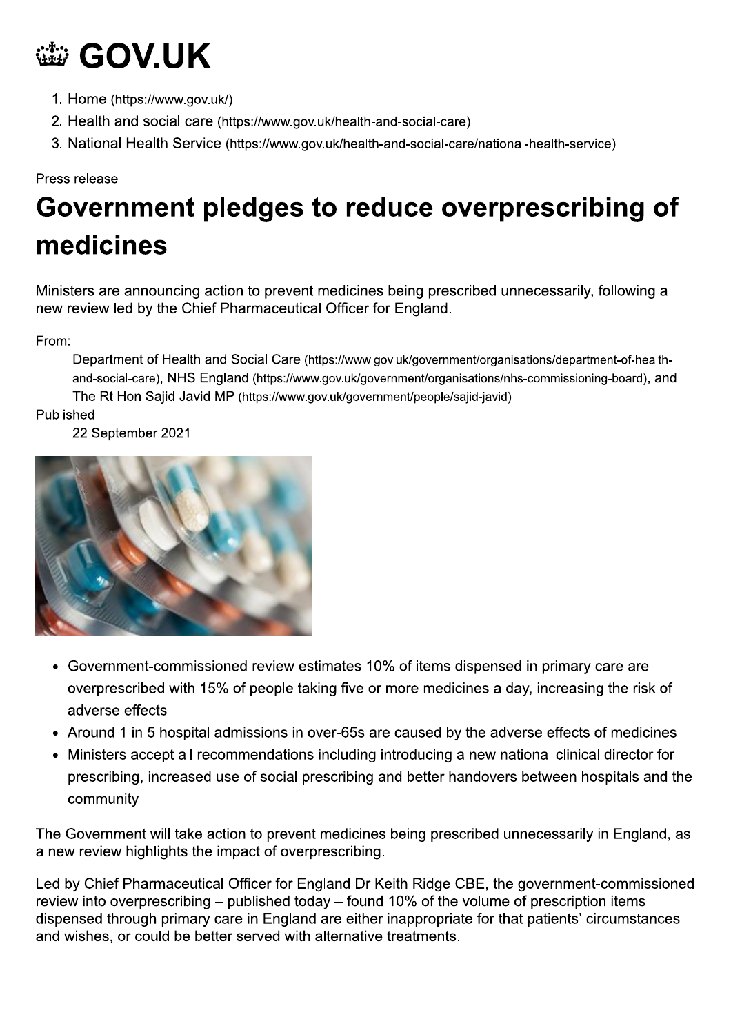# GOV.UK

1. Home (https://www.gov.uk/)
2. Health and social care (https://www.gov.uk/health-and-social-care)
3. National Health Service (https://www.gov.uk/health-and-social-care/national-health-service)

Press release

# Government pledges to reduce overprescribing of medicines

Ministers are announcing action to prevent medicines being prescribed unnecessarily, following a new review led by the Chief Pharmaceutical Officer for England.

From:
: Department of Health and Social Care (https://www.gov.uk/government/organisations/department-of-health-and-social-care), NHS England (https://www.gov.uk/government/organisations/nhs-commissioning-board), and The Rt Hon Sajid Javid MP (https://www.gov.uk/government/people/sajid-javid)

Published
: 22 September 2021

- Government-commissioned review estimates 10% of items dispensed in primary care are overprescribed with 15% of people taking five or more medicines a day, increasing the risk of adverse effects
- Around 1 in 5 hospital admissions in over-65s are caused by the adverse effects of medicines
- Ministers accept all recommendations including introducing a new national clinical director for prescribing, increased use of social prescribing and better handovers between hospitals and the community

The Government will take action to prevent medicines being prescribed unnecessarily in England, as a new review highlights the impact of overprescribing.

Led by Chief Pharmaceutical Officer for England Dr Keith Ridge CBE, the government-commissioned review into overprescribing – published today – found 10% of the volume of prescription items dispensed through primary care in England are either inappropriate for that patients' circumstances and wishes, or could be better served with alternative treatments.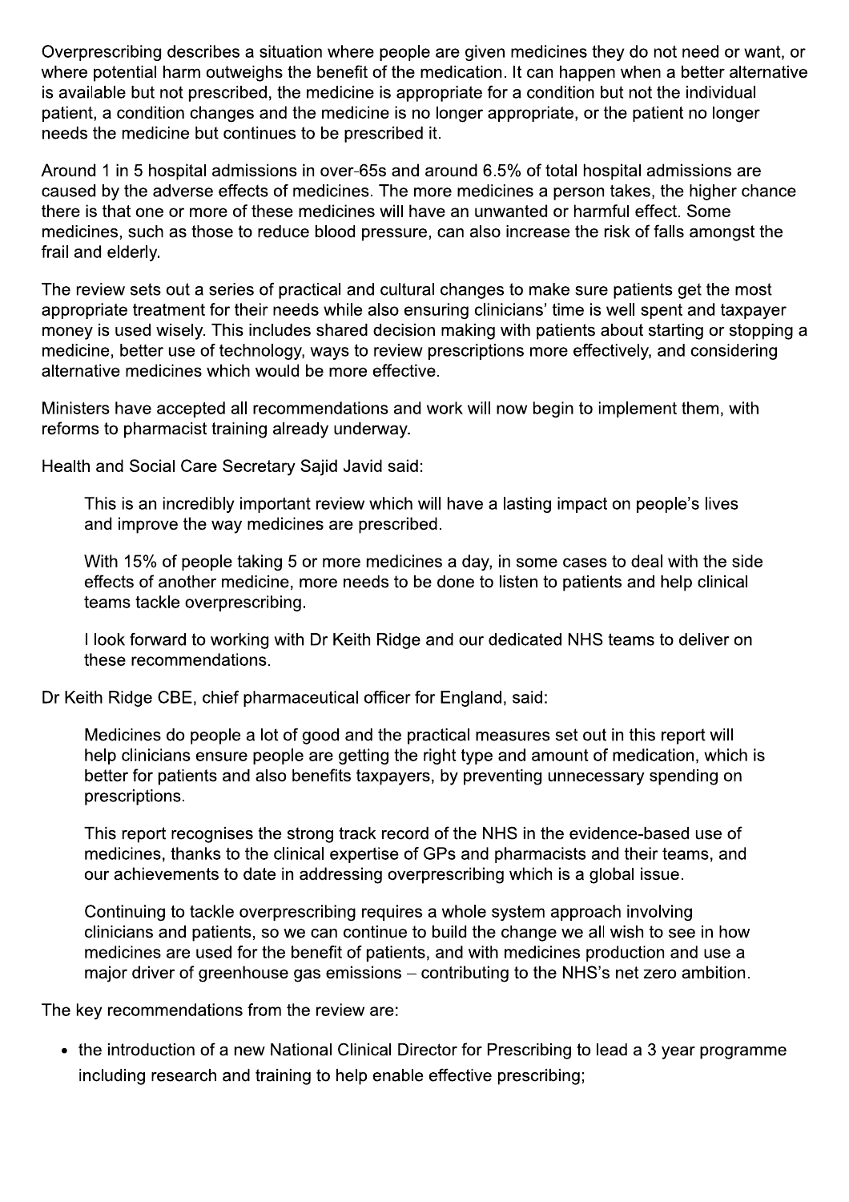Overprescribing describes a situation where people are given medicines they do not need or want, or where potential harm outweighs the benefit of the medication. It can happen when a better alternative is available but not prescribed, the medicine is appropriate for a condition but not the individual patient, a condition changes and the medicine is no longer appropriate, or the patient no longer needs the medicine but continues to be prescribed it.

Around 1 in 5 hospital admissions in over-65s and around 6.5% of total hospital admissions are caused by the adverse effects of medicines. The more medicines a person takes, the higher chance there is that one or more of these medicines will have an unwanted or harmful effect. Some medicines, such as those to reduce blood pressure, can also increase the risk of falls amongst the frail and elderly.

The review sets out a series of practical and cultural changes to make sure patients get the most appropriate treatment for their needs while also ensuring clinicians' time is well spent and taxpayer money is used wisely. This includes shared decision making with patients about starting or stopping a medicine, better use of technology, ways to review prescriptions more effectively, and considering alternative medicines which would be more effective.

Ministers have accepted all recommendations and work will now begin to implement them, with reforms to pharmacist training already underway.

Health and Social Care Secretary Sajid Javid said:

> This is an incredibly important review which will have a lasting impact on people's lives and improve the way medicines are prescribed.
>
> With 15% of people taking 5 or more medicines a day, in some cases to deal with the side effects of another medicine, more needs to be done to listen to patients and help clinical teams tackle overprescribing.
>
> I look forward to working with Dr Keith Ridge and our dedicated NHS teams to deliver on these recommendations.

Dr Keith Ridge CBE, chief pharmaceutical officer for England, said:

> Medicines do people a lot of good and the practical measures set out in this report will help clinicians ensure people are getting the right type and amount of medication, which is better for patients and also benefits taxpayers, by preventing unnecessary spending on prescriptions.
>
> This report recognises the strong track record of the NHS in the evidence-based use of medicines, thanks to the clinical expertise of GPs and pharmacists and their teams, and our achievements to date in addressing overprescribing which is a global issue.
>
> Continuing to tackle overprescribing requires a whole system approach involving clinicians and patients, so we can continue to build the change we all wish to see in how medicines are used for the benefit of patients, and with medicines production and use a major driver of greenhouse gas emissions – contributing to the NHS's net zero ambition.

The key recommendations from the review are:

- the introduction of a new National Clinical Director for Prescribing to lead a 3 year programme including research and training to help enable effective prescribing;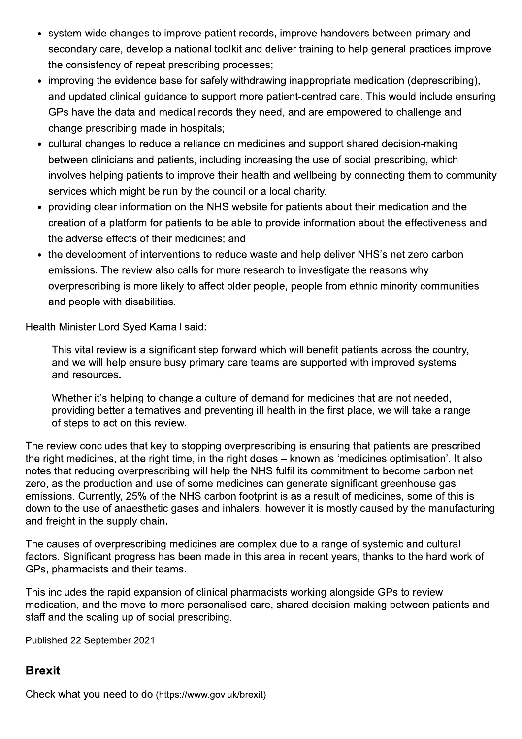- system-wide changes to improve patient records, improve handovers between primary and secondary care, develop a national toolkit and deliver training to help general practices improve the consistency of repeat prescribing processes;
- improving the evidence base for safely withdrawing inappropriate medication (deprescribing), and updated clinical guidance to support more patient-centred care. This would include ensuring GPs have the data and medical records they need, and are empowered to challenge and change prescribing made in hospitals;
- cultural changes to reduce a reliance on medicines and support shared decision-making between clinicians and patients, including increasing the use of social prescribing, which involves helping patients to improve their health and wellbeing by connecting them to community services which might be run by the council or a local charity.
- providing clear information on the NHS website for patients about their medication and the creation of a platform for patients to be able to provide information about the effectiveness and the adverse effects of their medicines; and
- the development of interventions to reduce waste and help deliver NHS's net zero carbon emissions. The review also calls for more research to investigate the reasons why overprescribing is more likely to affect older people, people from ethnic minority communities and people with disabilities.

Health Minister Lord Syed Kamall said:

> This vital review is a significant step forward which will benefit patients across the country, and we will help ensure busy primary care teams are supported with improved systems and resources.
>
> Whether it's helping to change a culture of demand for medicines that are not needed, providing better alternatives and preventing ill-health in the first place, we will take a range of steps to act on this review.

The review concludes that key to stopping overprescribing is ensuring that patients are prescribed the right medicines, at the right time, in the right doses – known as 'medicines optimisation'. It also notes that reducing overprescribing will help the NHS fulfil its commitment to become carbon net zero, as the production and use of some medicines can generate significant greenhouse gas emissions. Currently, 25% of the NHS carbon footprint is as a result of medicines, some of this is down to the use of anaesthetic gases and inhalers, however it is mostly caused by the manufacturing and freight in the supply chain.

The causes of overprescribing medicines are complex due to a range of systemic and cultural factors. Significant progress has been made in this area in recent years, thanks to the hard work of GPs, pharmacists and their teams.

This includes the rapid expansion of clinical pharmacists working alongside GPs to review medication, and the move to more personalised care, shared decision making between patients and staff and the scaling up of social prescribing.

Published 22 September 2021

## Brexit

Check what you need to do (https://www.gov.uk/brexit)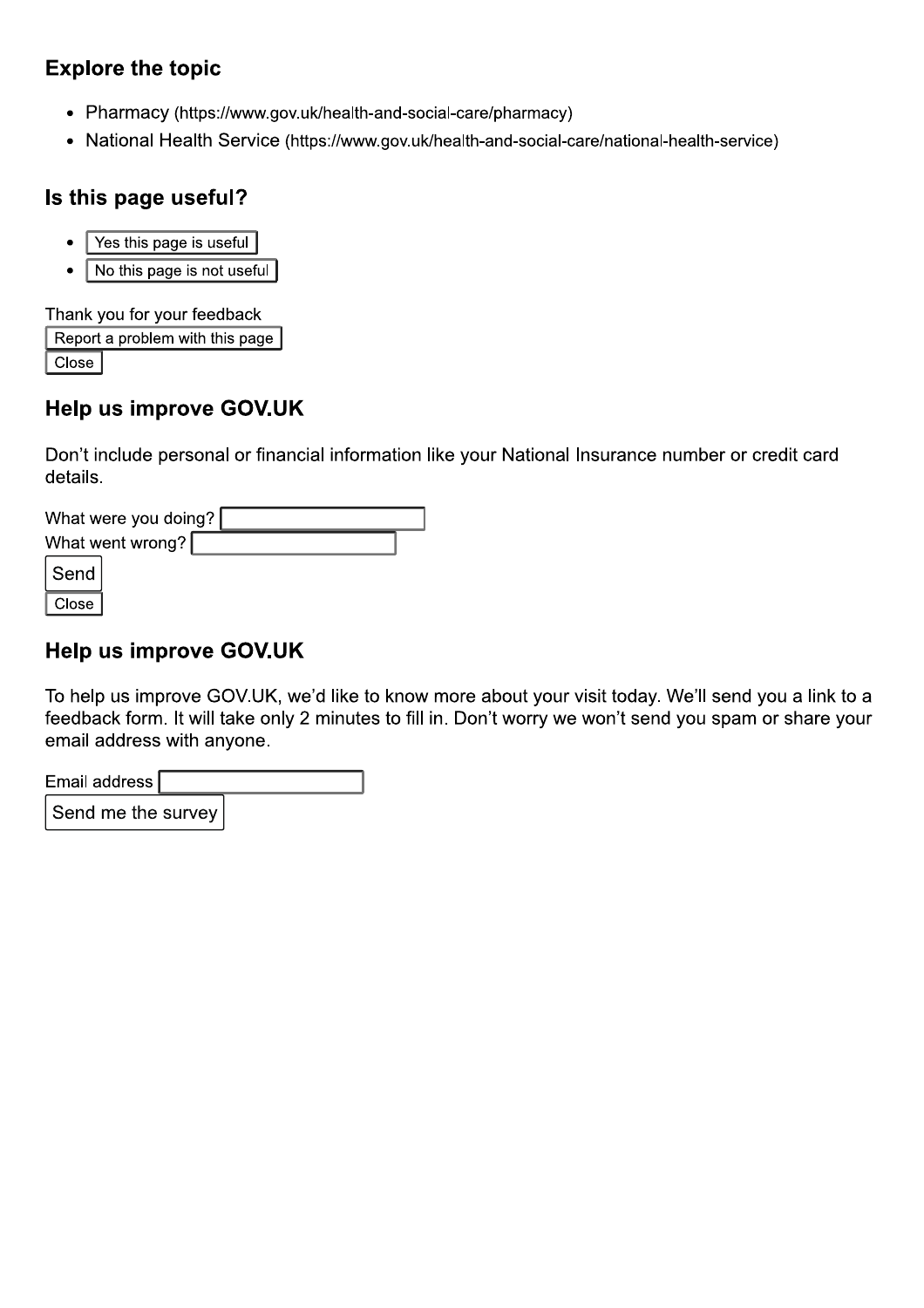## Explore the topic

- Pharmacy (https://www.gov.uk/health-and-social-care/pharmacy)
- National Health Service (https://www.gov.uk/health-and-social-care/national-health-service)

## Is this page useful?

- Yes this page is useful
- No this page is not useful

Thank you for your feedback

Report a problem with this page

Close

## Help us improve GOV.UK

Don't include personal or financial information like your National Insurance number or credit card details.

What were you doing?

What went wrong?

Send

Close

## Help us improve GOV.UK

To help us improve GOV.UK, we'd like to know more about your visit today. We'll send you a link to a feedback form. It will take only 2 minutes to fill in. Don't worry we won't send you spam or share your email address with anyone.

Email address

Send me the survey